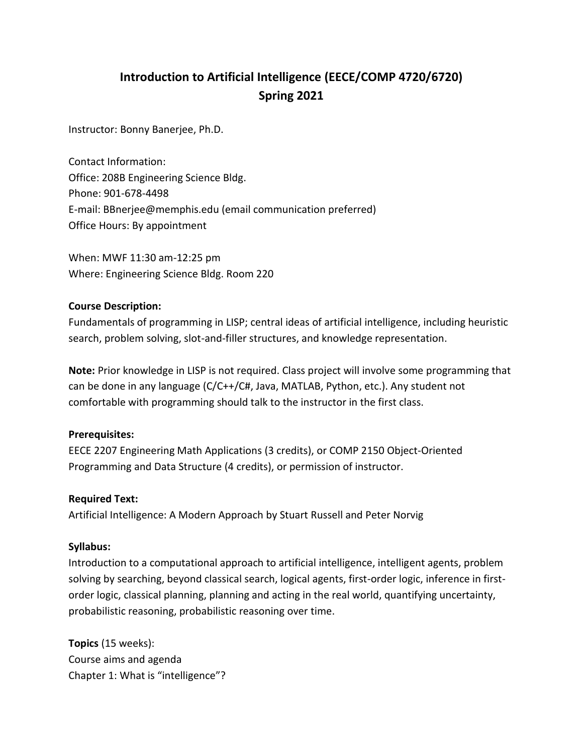# Introduction to Artificial Intelligence (EECE/COMP 4720/6720)
# Spring 2021

Instructor: Bonny Banerjee, Ph.D.

Contact Information:
Office: 208B Engineering Science Bldg.
Phone: 901-678-4498
E-mail: BBnerjee@memphis.edu (email communication preferred)
Office Hours: By appointment

When: MWF 11:30 am-12:25 pm
Where: Engineering Science Bldg. Room 220

**Course Description:**
Fundamentals of programming in LISP; central ideas of artificial intelligence, including heuristic search, problem solving, slot-and-filler structures, and knowledge representation.

**Note:** Prior knowledge in LISP is not required. Class project will involve some programming that can be done in any language (C/C++/C#, Java, MATLAB, Python, etc.). Any student not comfortable with programming should talk to the instructor in the first class.

**Prerequisites:**
EECE 2207 Engineering Math Applications (3 credits), or COMP 2150 Object-Oriented Programming and Data Structure (4 credits), or permission of instructor.

**Required Text:**
Artificial Intelligence: A Modern Approach by Stuart Russell and Peter Norvig

**Syllabus:**
Introduction to a computational approach to artificial intelligence, intelligent agents, problem solving by searching, beyond classical search, logical agents, first-order logic, inference in first-order logic, classical planning, planning and acting in the real world, quantifying uncertainty, probabilistic reasoning, probabilistic reasoning over time.

**Topics** (15 weeks):
Course aims and agenda
Chapter 1: What is "intelligence"?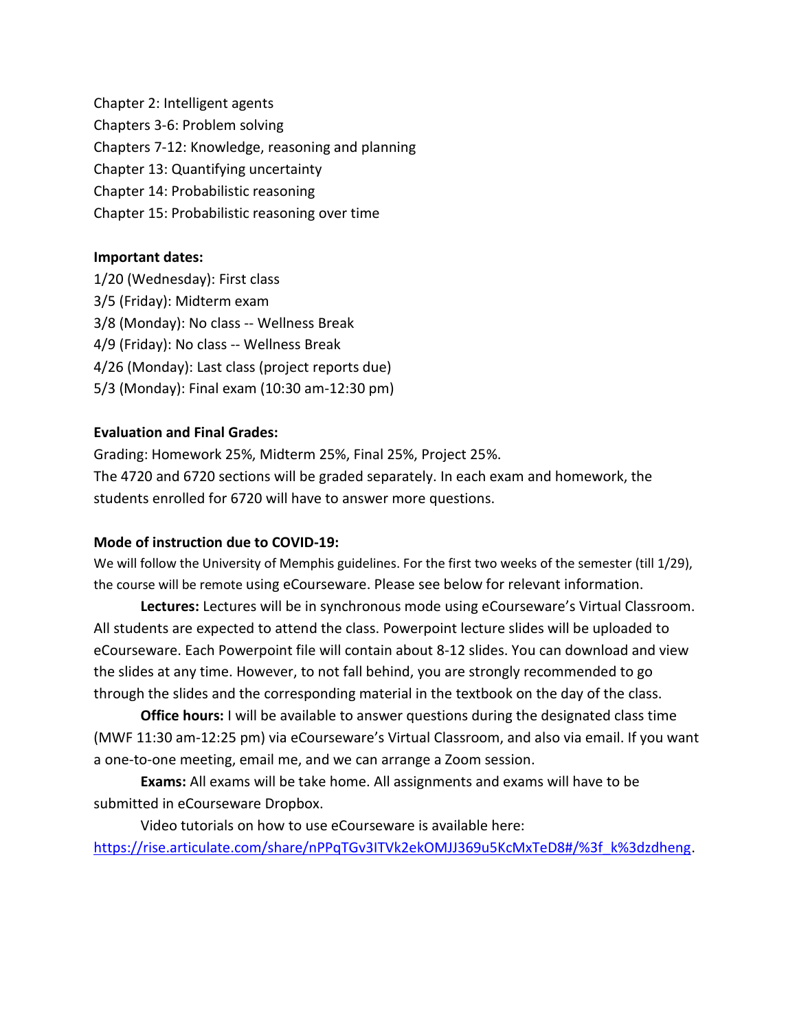Chapter 2: Intelligent agents
Chapters 3-6: Problem solving
Chapters 7-12: Knowledge, reasoning and planning
Chapter 13: Quantifying uncertainty
Chapter 14: Probabilistic reasoning
Chapter 15: Probabilistic reasoning over time

**Important dates:**

1/20 (Wednesday): First class
3/5 (Friday): Midterm exam
3/8 (Monday): No class -- Wellness Break
4/9 (Friday): No class -- Wellness Break
4/26 (Monday): Last class (project reports due)
5/3 (Monday): Final exam (10:30 am-12:30 pm)

**Evaluation and Final Grades:**

Grading: Homework 25%, Midterm 25%, Final 25%, Project 25%.
The 4720 and 6720 sections will be graded separately. In each exam and homework, the students enrolled for 6720 will have to answer more questions.

**Mode of instruction due to COVID-19:**

We will follow the University of Memphis guidelines. For the first two weeks of the semester (till 1/29), the course will be remote using eCourseware. Please see below for relevant information.

**Lectures:** Lectures will be in synchronous mode using eCourseware's Virtual Classroom. All students are expected to attend the class. Powerpoint lecture slides will be uploaded to eCourseware. Each Powerpoint file will contain about 8-12 slides. You can download and view the slides at any time. However, to not fall behind, you are strongly recommended to go through the slides and the corresponding material in the textbook on the day of the class.

**Office hours:** I will be available to answer questions during the designated class time (MWF 11:30 am-12:25 pm) via eCourseware's Virtual Classroom, and also via email. If you want a one-to-one meeting, email me, and we can arrange a Zoom session.

**Exams:** All exams will be take home. All assignments and exams will have to be submitted in eCourseware Dropbox.

Video tutorials on how to use eCourseware is available here: https://rise.articulate.com/share/nPPqTGv3ITVk2ekOMJJ369u5KcMxTeD8#/%3f_k%3dzdheng.